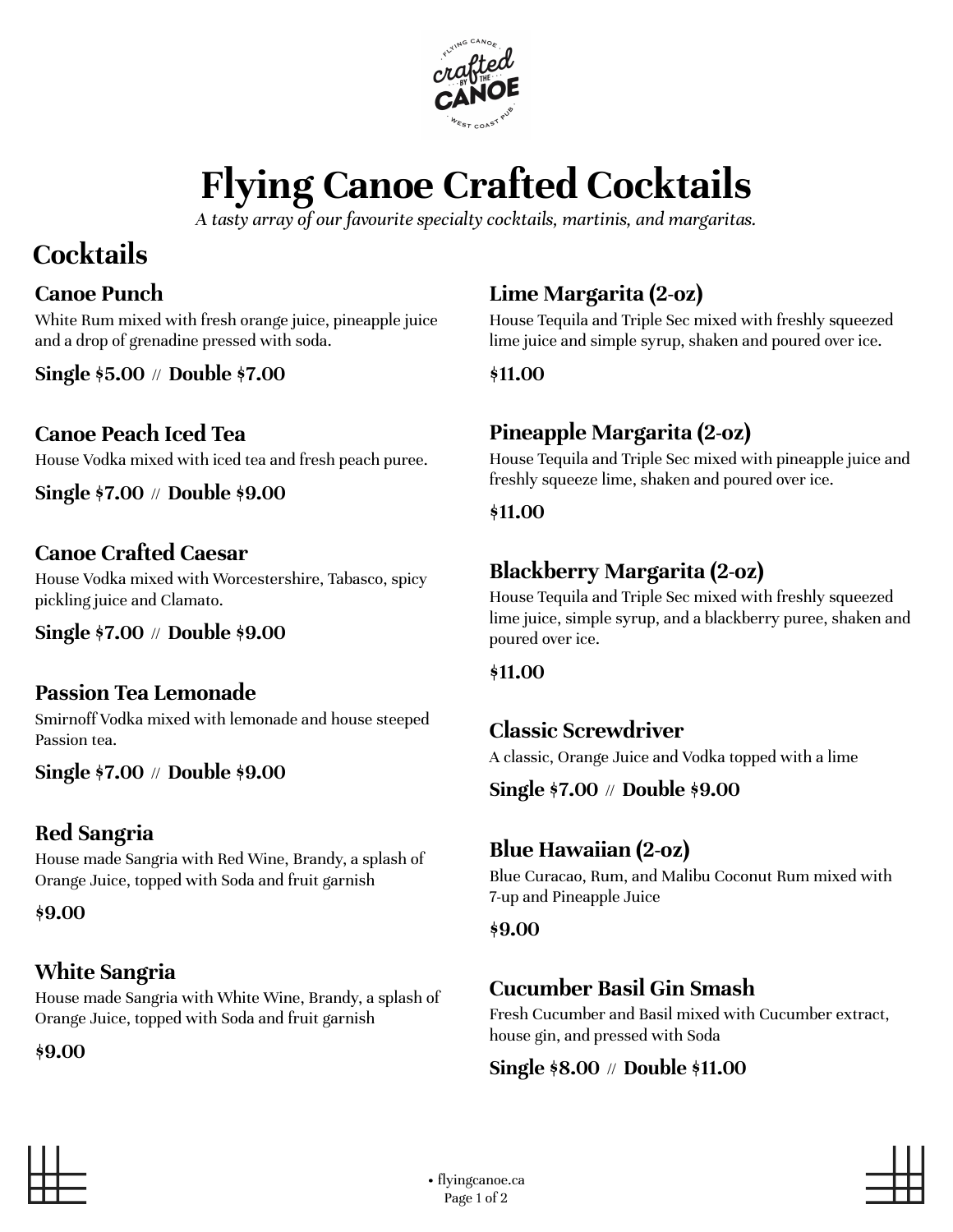# Flying Canoe Crafted Cocktails

*A tasty array of our favourite specialty cocktails, martinis, and margaritas.*

## Cocktails

### Canoe Punch

White Rum mixed with fresh orange juice, pineapple juice and a drop of grenadine pressed with soda.

**Single $5.00** // **Double $7.00**

### Canoe Peach Iced Tea

House Vodka mixed with iced tea and fresh peach puree.

**Single $7.00** // **Double $9.00**

### Canoe Crafted Caesar

House Vodka mixed with Worcestershire, Tabasco, spicy pickling juice and Clamato.

**Single $7.00** // **Double $9.00**

### Passion Tea Lemonade

Smirnoff Vodka mixed with lemonade and house steeped Passion tea.

**Single $7.00** // **Double $9.00**

### Red Sangria

House made Sangria with Red Wine, Brandy, a splash of Orange Juice, topped with Soda and fruit garnish

**$9.00**

### White Sangria

House made Sangria with White Wine, Brandy, a splash of Orange Juice, topped with Soda and fruit garnish

**$9.00**

### Lime Margarita (2-oz)

House Tequila and Triple Sec mixed with freshly squeezed lime juice and simple syrup, shaken and poured over ice.

**$11.00**

### Pineapple Margarita (2-oz)

House Tequila and Triple Sec mixed with pineapple juice and freshly squeeze lime, shaken and poured over ice.

**$11.00**

### Blackberry Margarita (2-oz)

House Tequila and Triple Sec mixed with freshly squeezed lime juice, simple syrup, and a blackberry puree, shaken and poured over ice.

**$11.00**

### Classic Screwdriver

A classic, Orange Juice and Vodka topped with a lime

**Single $7.00** // **Double $9.00**

### Blue Hawaiian (2-oz)

Blue Curacao, Rum, and Malibu Coconut Rum mixed with 7-up and Pineapple Juice

**$9.00**

### Cucumber Basil Gin Smash

Fresh Cucumber and Basil mixed with Cucumber extract, house gin, and pressed with Soda

**Single $8.00** // **Double $11.00**

• flyingcanoe.ca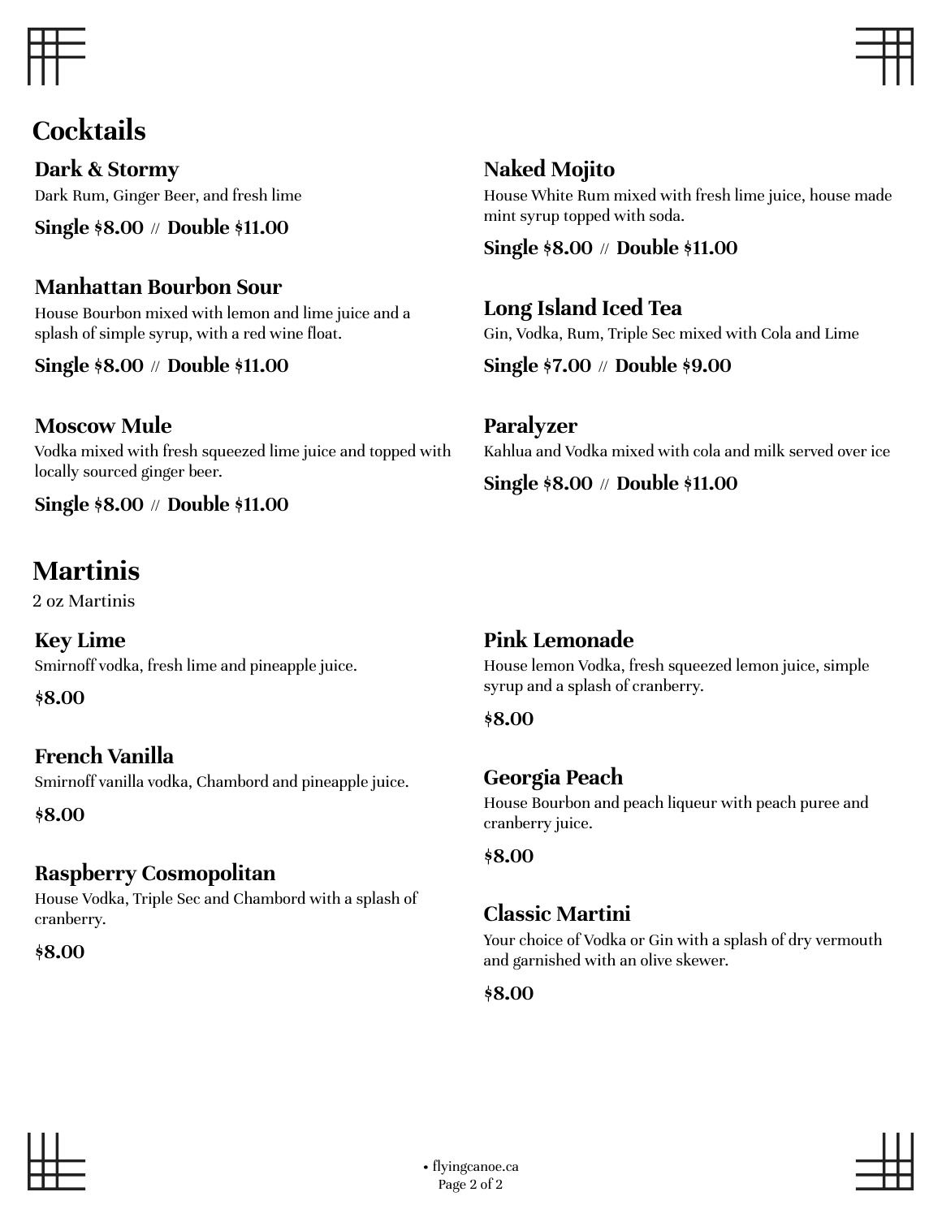## Cocktails

### Dark & Stormy

Dark Rum, Ginger Beer, and fresh lime

**Single $8.00 // Double $11.00**

### Manhattan Bourbon Sour

House Bourbon mixed with lemon and lime juice and a splash of simple syrup, with a red wine float.

**Single $8.00 // Double $11.00**

### Moscow Mule

Vodka mixed with fresh squeezed lime juice and topped with locally sourced ginger beer.

**Single $8.00 // Double $11.00**

### Naked Mojito

House White Rum mixed with fresh lime juice, house made mint syrup topped with soda.

**Single $8.00 // Double $11.00**

### Long Island Iced Tea

Gin, Vodka, Rum, Triple Sec mixed with Cola and Lime

**Single $7.00 // Double $9.00**

### Paralyzer

Kahlua and Vodka mixed with cola and milk served over ice

**Single $8.00 // Double $11.00**

## Martinis

2 oz Martinis

### Key Lime

Smirnoff vodka, fresh lime and pineapple juice.

**$8.00**

### French Vanilla

Smirnoff vanilla vodka, Chambord and pineapple juice.

**$8.00**

### Raspberry Cosmopolitan

House Vodka, Triple Sec and Chambord with a splash of cranberry.

**$8.00**

### Pink Lemonade

House lemon Vodka, fresh squeezed lemon juice, simple syrup and a splash of cranberry.

**$8.00**

### Georgia Peach

House Bourbon and peach liqueur with peach puree and cranberry juice.

**$8.00**

### Classic Martini

Your choice of Vodka or Gin with a splash of dry vermouth and garnished with an olive skewer.

**$8.00**

• flyingcanoe.ca